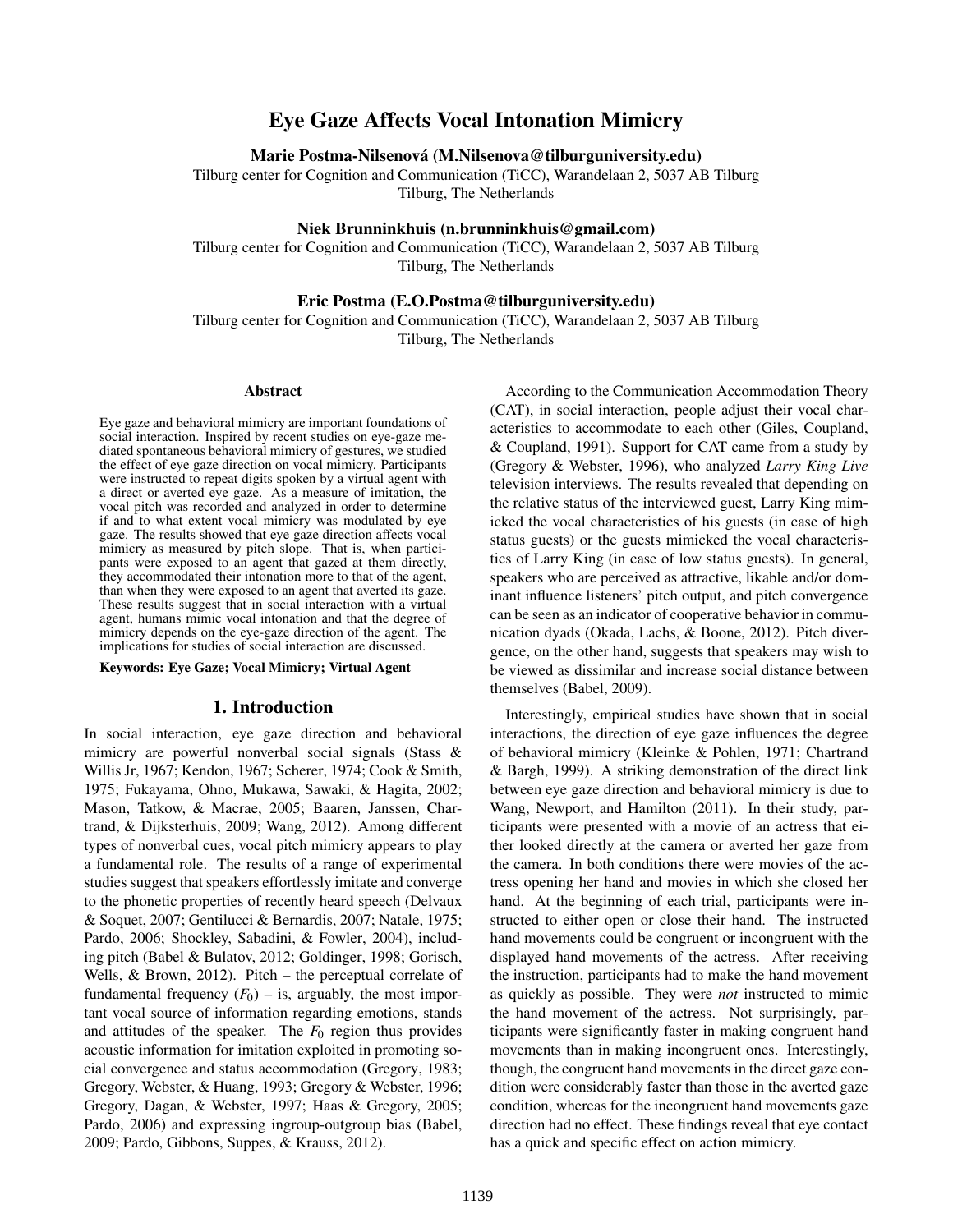# Eye Gaze Affects Vocal Intonation Mimicry

**Marie Postma-Nilsenová (M.Nilsenova@tilburguniversity.edu)**
Tilburg center for Cognition and Communication (TiCC), Warandelaan 2, 5037 AB Tilburg
Tilburg, The Netherlands

**Niek Brunninkhuis (n.brunninkhuis@gmail.com)**
Tilburg center for Cognition and Communication (TiCC), Warandelaan 2, 5037 AB Tilburg
Tilburg, The Netherlands

**Eric Postma (E.O.Postma@tilburguniversity.edu)**
Tilburg center for Cognition and Communication (TiCC), Warandelaan 2, 5037 AB Tilburg
Tilburg, The Netherlands

## Abstract

Eye gaze and behavioral mimicry are important foundations of social interaction. Inspired by recent studies on eye-gaze mediated spontaneous behavioral mimicry of gestures, we studied the effect of eye gaze direction on vocal mimicry. Participants were instructed to repeat digits spoken by a virtual agent with a direct or averted eye gaze. As a measure of imitation, the vocal pitch was recorded and analyzed in order to determine if and to what extent vocal mimicry was modulated by eye gaze. The results showed that eye gaze direction affects vocal mimicry as measured by pitch slope. That is, when participants were exposed to an agent that gazed at them directly, they accommodated their intonation more to that of the agent, than when they were exposed to an agent that averted its gaze. These results suggest that in social interaction with a virtual agent, humans mimic vocal intonation and that the degree of mimicry depends on the eye-gaze direction of the agent. The implications for studies of social interaction are discussed.

**Keywords: Eye Gaze; Vocal Mimicry; Virtual Agent**

## 1. Introduction

In social interaction, eye gaze direction and behavioral mimicry are powerful nonverbal social signals (Stass & Willis Jr, 1967; Kendon, 1967; Scherer, 1974; Cook & Smith, 1975; Fukayama, Ohno, Mukawa, Sawaki, & Hagita, 2002; Mason, Tatkow, & Macrae, 2005; Baaren, Janssen, Chartrand, & Dijksterhuis, 2009; Wang, 2012). Among different types of nonverbal cues, vocal pitch mimicry appears to play a fundamental role. The results of a range of experimental studies suggest that speakers effortlessly imitate and converge to the phonetic properties of recently heard speech (Delvaux & Soquet, 2007; Gentilucci & Bernardis, 2007; Natale, 1975; Pardo, 2006; Shockley, Sabadini, & Fowler, 2004), including pitch (Babel & Bulatov, 2012; Goldinger, 1998; Gorisch, Wells, & Brown, 2012). Pitch – the perceptual correlate of fundamental frequency ($F_0$) – is, arguably, the most important vocal source of information regarding emotions, stands and attitudes of the speaker. The $F_0$ region thus provides acoustic information for imitation exploited in promoting social convergence and status accommodation (Gregory, 1983; Gregory, Webster, & Huang, 1993; Gregory & Webster, 1996; Gregory, Dagan, & Webster, 1997; Haas & Gregory, 2005; Pardo, 2006) and expressing ingroup-outgroup bias (Babel, 2009; Pardo, Gibbons, Suppes, & Krauss, 2012).

According to the Communication Accommodation Theory (CAT), in social interaction, people adjust their vocal characteristics to accommodate to each other (Giles, Coupland, & Coupland, 1991). Support for CAT came from a study by (Gregory & Webster, 1996), who analyzed *Larry King Live* television interviews. The results revealed that depending on the relative status of the interviewed guest, Larry King mimicked the vocal characteristics of his guests (in case of high status guests) or the guests mimicked the vocal characteristics of Larry King (in case of low status guests). In general, speakers who are perceived as attractive, likable and/or dominant influence listeners' pitch output, and pitch convergence can be seen as an indicator of cooperative behavior in communication dyads (Okada, Lachs, & Boone, 2012). Pitch divergence, on the other hand, suggests that speakers may wish to be viewed as dissimilar and increase social distance between themselves (Babel, 2009).

Interestingly, empirical studies have shown that in social interactions, the direction of eye gaze influences the degree of behavioral mimicry (Kleinke & Pohlen, 1971; Chartrand & Bargh, 1999). A striking demonstration of the direct link between eye gaze direction and behavioral mimicry is due to Wang, Newport, and Hamilton (2011). In their study, participants were presented with a movie of an actress that either looked directly at the camera or averted her gaze from the camera. In both conditions there were movies of the actress opening her hand and movies in which she closed her hand. At the beginning of each trial, participants were instructed to either open or close their hand. The instructed hand movements could be congruent or incongruent with the displayed hand movements of the actress. After receiving the instruction, participants had to make the hand movement as quickly as possible. They were *not* instructed to mimic the hand movement of the actress. Not surprisingly, participants were significantly faster in making congruent hand movements than in making incongruent ones. Interestingly, though, the congruent hand movements in the direct gaze condition were considerably faster than those in the averted gaze condition, whereas for the incongruent hand movements gaze direction had no effect. These findings reveal that eye contact has a quick and specific effect on action mimicry.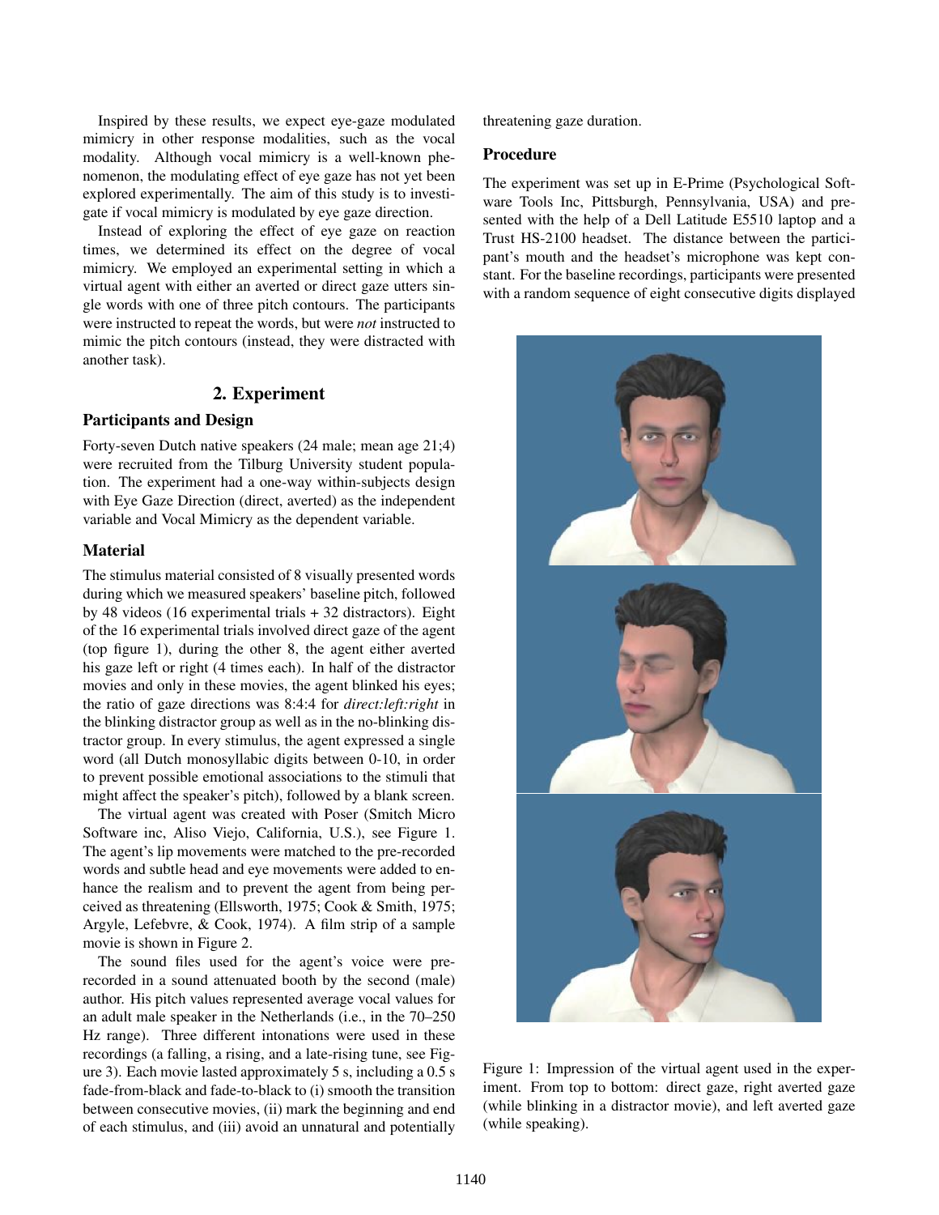Inspired by these results, we expect eye-gaze modulated mimicry in other response modalities, such as the vocal modality. Although vocal mimicry is a well-known phenomenon, the modulating effect of eye gaze has not yet been explored experimentally. The aim of this study is to investigate if vocal mimicry is modulated by eye gaze direction.

Instead of exploring the effect of eye gaze on reaction times, we determined its effect on the degree of vocal mimicry. We employed an experimental setting in which a virtual agent with either an averted or direct gaze utters single words with one of three pitch contours. The participants were instructed to repeat the words, but were *not* instructed to mimic the pitch contours (instead, they were distracted with another task).

## 2. Experiment

### Participants and Design

Forty-seven Dutch native speakers (24 male; mean age 21;4) were recruited from the Tilburg University student population. The experiment had a one-way within-subjects design with Eye Gaze Direction (direct, averted) as the independent variable and Vocal Mimicry as the dependent variable.

### Material

The stimulus material consisted of 8 visually presented words during which we measured speakers' baseline pitch, followed by 48 videos (16 experimental trials + 32 distractors). Eight of the 16 experimental trials involved direct gaze of the agent (top figure 1), during the other 8, the agent either averted his gaze left or right (4 times each). In half of the distractor movies and only in these movies, the agent blinked his eyes; the ratio of gaze directions was 8:4:4 for *direct:left:right* in the blinking distractor group as well as in the no-blinking distractor group. In every stimulus, the agent expressed a single word (all Dutch monosyllabic digits between 0-10, in order to prevent possible emotional associations to the stimuli that might affect the speaker's pitch), followed by a blank screen.

The virtual agent was created with Poser (Smitch Micro Software inc, Aliso Viejo, California, U.S.), see Figure 1. The agent's lip movements were matched to the pre-recorded words and subtle head and eye movements were added to enhance the realism and to prevent the agent from being perceived as threatening (Ellsworth, 1975; Cook & Smith, 1975; Argyle, Lefebvre, & Cook, 1974). A film strip of a sample movie is shown in Figure 2.

The sound files used for the agent's voice were pre-recorded in a sound attenuated booth by the second (male) author. His pitch values represented average vocal values for an adult male speaker in the Netherlands (i.e., in the 70–250 Hz range). Three different intonations were used in these recordings (a falling, a rising, and a late-rising tune, see Figure 3). Each movie lasted approximately 5 s, including a 0.5 s fade-from-black and fade-to-black to (i) smooth the transition between consecutive movies, (ii) mark the beginning and end of each stimulus, and (iii) avoid an unnatural and potentially threatening gaze duration.

### Procedure

The experiment was set up in E-Prime (Psychological Software Tools Inc, Pittsburgh, Pennsylvania, USA) and presented with the help of a Dell Latitude E5510 laptop and a Trust HS-2100 headset. The distance between the participant's mouth and the headset's microphone was kept constant. For the baseline recordings, participants were presented with a random sequence of eight consecutive digits displayed

Figure 1: Impression of the virtual agent used in the experiment. From top to bottom: direct gaze, right averted gaze (while blinking in a distractor movie), and left averted gaze (while speaking).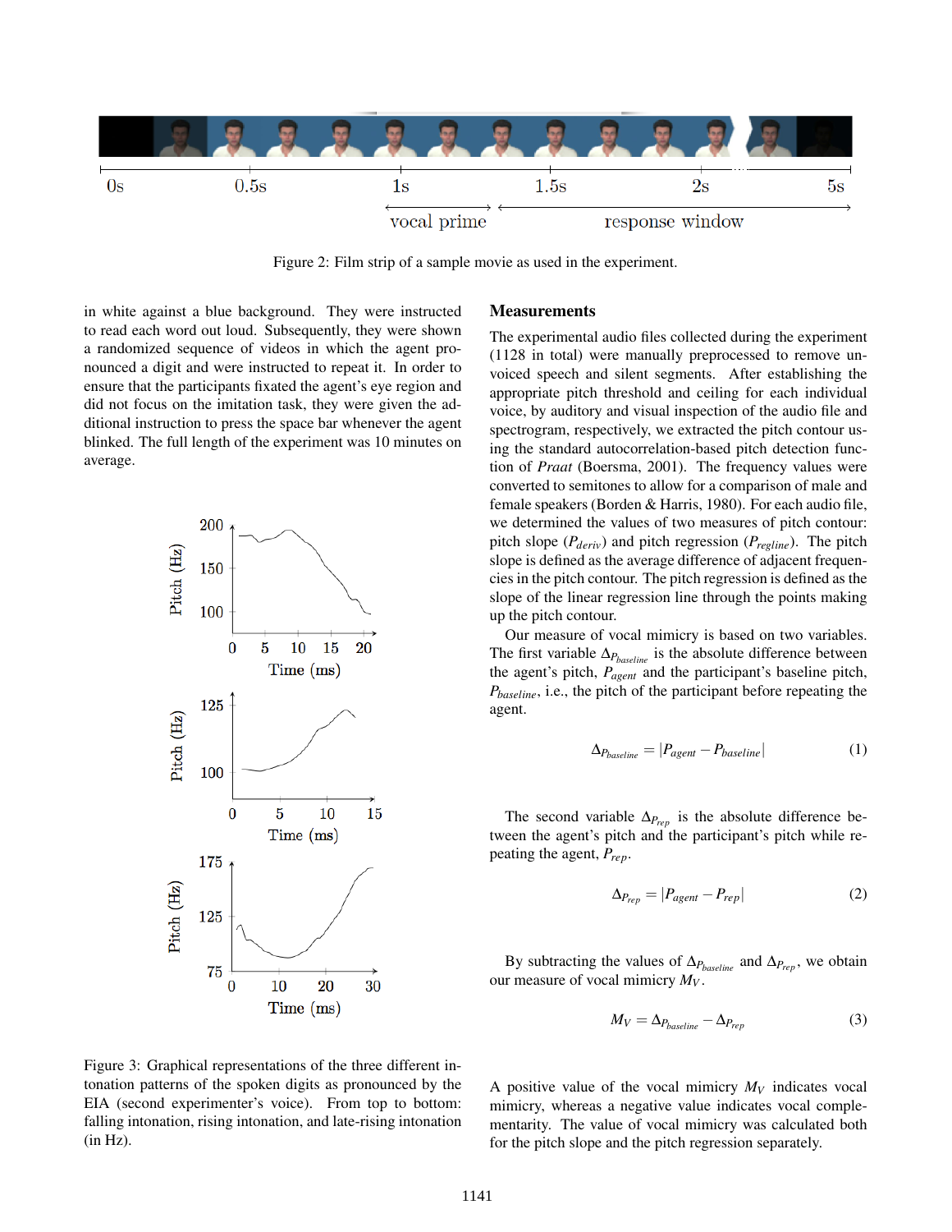Figure 2: Film strip of a sample movie as used in the experiment.

in white against a blue background. They were instructed to read each word out loud. Subsequently, they were shown a randomized sequence of videos in which the agent pronounced a digit and were instructed to repeat it. In order to ensure that the participants fixated the agent's eye region and did not focus on the imitation task, they were given the additional instruction to press the space bar whenever the agent blinked. The full length of the experiment was 10 minutes on average.

Figure 3: Graphical representations of the three different intonation patterns of the spoken digits as pronounced by the EIA (second experimenter's voice). From top to bottom: falling intonation, rising intonation, and late-rising intonation (in Hz).

## Measurements

The experimental audio files collected during the experiment (1128 in total) were manually preprocessed to remove unvoiced speech and silent segments. After establishing the appropriate pitch threshold and ceiling for each individual voice, by auditory and visual inspection of the audio file and spectrogram, respectively, we extracted the pitch contour using the standard autocorrelation-based pitch detection function of *Praat* (Boersma, 2001). The frequency values were converted to semitones to allow for a comparison of male and female speakers (Borden & Harris, 1980). For each audio file, we determined the values of two measures of pitch contour: pitch slope ($P_{deriv}$) and pitch regression ($P_{regline}$). The pitch slope is defined as the average difference of adjacent frequencies in the pitch contour. The pitch regression is defined as the slope of the linear regression line through the points making up the pitch contour.

Our measure of vocal mimicry is based on two variables. The first variable $\Delta_{P_{baseline}}$ is the absolute difference between the agent's pitch, $P_{agent}$ and the participant's baseline pitch, $P_{baseline}$, i.e., the pitch of the participant before repeating the agent.

$$\Delta_{P_{baseline}} = |P_{agent} - P_{baseline}| \quad (1)$$

The second variable $\Delta_{P_{rep}}$ is the absolute difference between the agent's pitch and the participant's pitch while repeating the agent, $P_{rep}$.

$$\Delta_{P_{rep}} = |P_{agent} - P_{rep}| \quad (2)$$

By subtracting the values of $\Delta_{P_{baseline}}$ and $\Delta_{P_{rep}}$, we obtain our measure of vocal mimicry $M_V$.

$$M_V = \Delta_{P_{baseline}} - \Delta_{P_{rep}} \quad (3)$$

A positive value of the vocal mimicry $M_V$ indicates vocal mimicry, whereas a negative value indicates vocal complementarity. The value of vocal mimicry was calculated both for the pitch slope and the pitch regression separately.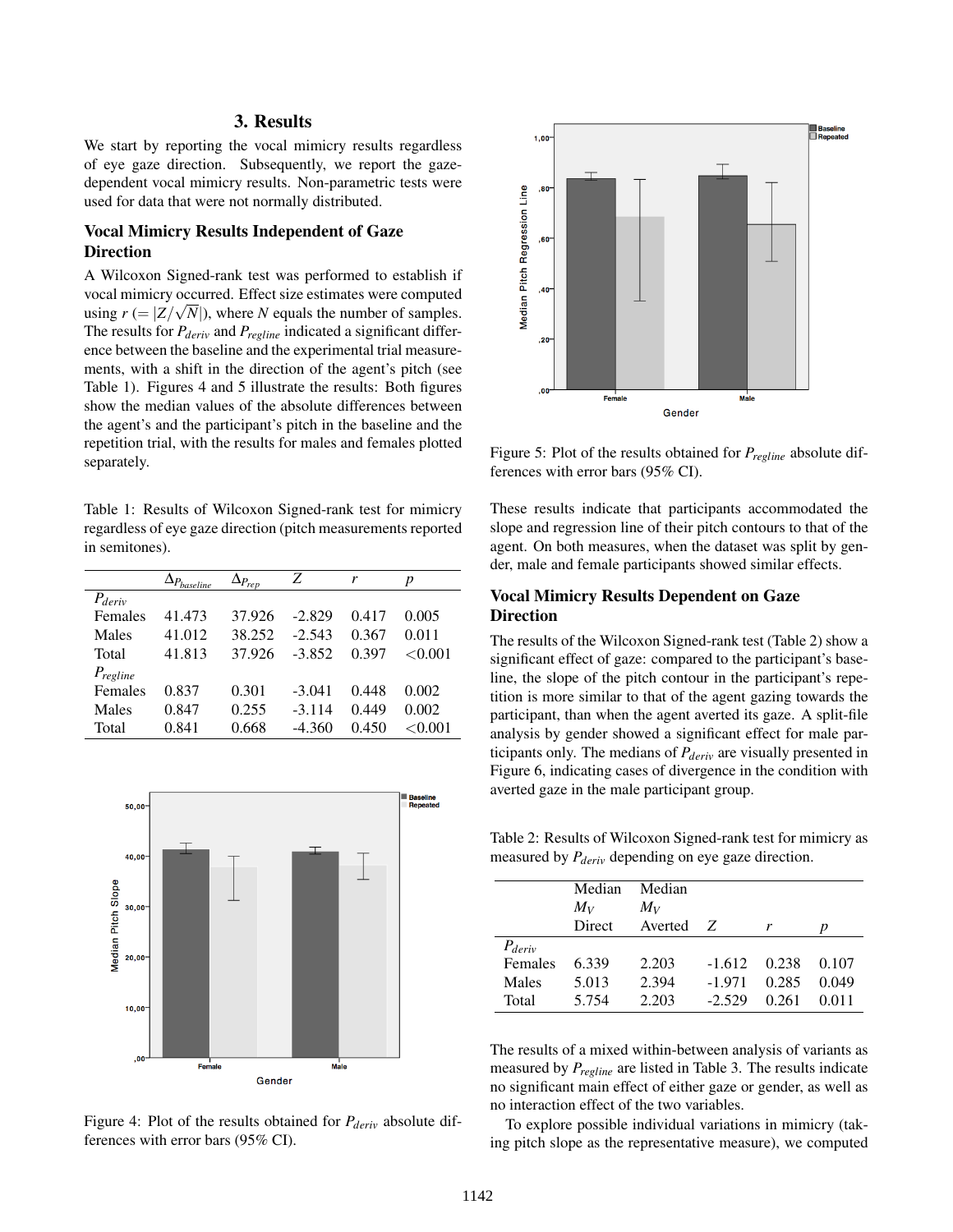## 3. Results

We start by reporting the vocal mimicry results regardless of eye gaze direction. Subsequently, we report the gaze-dependent vocal mimicry results. Non-parametric tests were used for data that were not normally distributed.

### Vocal Mimicry Results Independent of Gaze Direction

A Wilcoxon Signed-rank test was performed to establish if vocal mimicry occurred. Effect size estimates were computed using $r$ ($= |Z/\sqrt{N}|$), where $N$ equals the number of samples. The results for $P_{deriv}$ and $P_{regline}$ indicated a significant difference between the baseline and the experimental trial measurements, with a shift in the direction of the agent's pitch (see Table 1). Figures 4 and 5 illustrate the results: Both figures show the median values of the absolute differences between the agent's and the participant's pitch in the baseline and the repetition trial, with the results for males and females plotted separately.

Table 1: Results of Wilcoxon Signed-rank test for mimicry regardless of eye gaze direction (pitch measurements reported in semitones).

| | $\Delta_{P_{baseline}}$ | $\Delta_{P_{rep}}$ | $Z$ | $r$ | $p$ |
|---|---|---|---|---|---|
| $P_{deriv}$ | | | | | |
| Females | 41.473 | 37.926 | -2.829 | 0.417 | 0.005 |
| Males | 41.012 | 38.252 | -2.543 | 0.367 | 0.011 |
| Total | 41.813 | 37.926 | -3.852 | 0.397 | <0.001 |
| $P_{regline}$ | | | | | |
| Females | 0.837 | 0.301 | -3.041 | 0.448 | 0.002 |
| Males | 0.847 | 0.255 | -3.114 | 0.449 | 0.002 |
| Total | 0.841 | 0.668 | -4.360 | 0.450 | <0.001 |

Figure 4: Plot of the results obtained for $P_{deriv}$ absolute differences with error bars (95% CI).

Figure 5: Plot of the results obtained for $P_{regline}$ absolute differences with error bars (95% CI).

These results indicate that participants accommodated the slope and regression line of their pitch contours to that of the agent. On both measures, when the dataset was split by gender, male and female participants showed similar effects.

### Vocal Mimicry Results Dependent on Gaze Direction

The results of the Wilcoxon Signed-rank test (Table 2) show a significant effect of gaze: compared to the participant's baseline, the slope of the pitch contour in the participant's repetition is more similar to that of the agent gazing towards the participant, than when the agent averted its gaze. A split-file analysis by gender showed a significant effect for male participants only. The medians of $P_{deriv}$ are visually presented in Figure 6, indicating cases of divergence in the condition with averted gaze in the male participant group.

Table 2: Results of Wilcoxon Signed-rank test for mimicry as measured by $P_{deriv}$ depending on eye gaze direction.

| | Median $M_V$ Direct | Median $M_V$ Averted | $Z$ | $r$ | $p$ |
|---|---|---|---|---|---|
| $P_{deriv}$ | | | | | |
| Females | 6.339 | 2.203 | -1.612 | 0.238 | 0.107 |
| Males | 5.013 | 2.394 | -1.971 | 0.285 | 0.049 |
| Total | 5.754 | 2.203 | -2.529 | 0.261 | 0.011 |

The results of a mixed within-between analysis of variants as measured by $P_{regline}$ are listed in Table 3. The results indicate no significant main effect of either gaze or gender, as well as no interaction effect of the two variables.

To explore possible individual variations in mimicry (taking pitch slope as the representative measure), we computed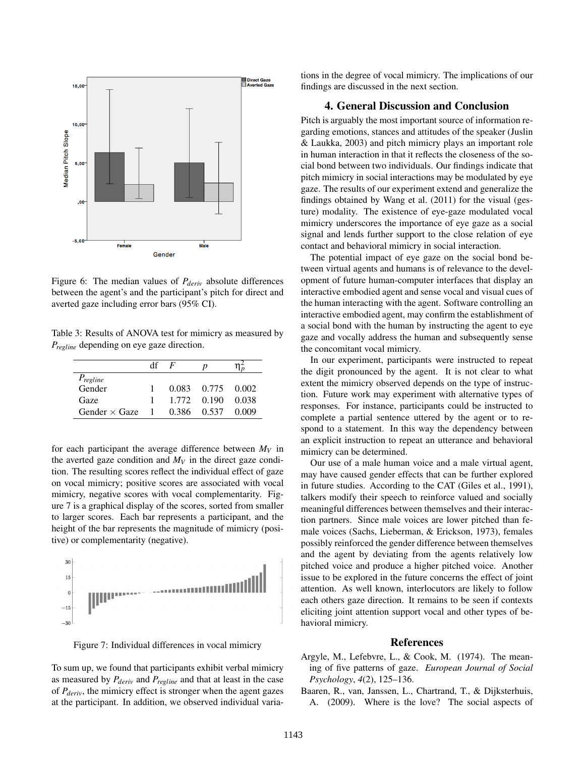Figure 6: The median values of $P_{deriv}$ absolute differences between the agent's and the participant's pitch for direct and averted gaze including error bars (95% CI).

Table 3: Results of ANOVA test for mimicry as measured by $P_{regline}$ depending on eye gaze direction.

| | df | $F$ | $p$ | $\eta_p^2$ |
|---|---|---|---|---|
| $P_{regline}$ | | | | |
| Gender | 1 | 0.083 | 0.775 | 0.002 |
| Gaze | 1 | 1.772 | 0.190 | 0.038 |
| Gender × Gaze | 1 | 0.386 | 0.537 | 0.009 |

for each participant the average difference between $M_V$ in the averted gaze condition and $M_V$ in the direct gaze condition. The resulting scores reflect the individual effect of gaze on vocal mimicry; positive scores are associated with vocal mimicry, negative scores with vocal complementarity. Figure 7 is a graphical display of the scores, sorted from smaller to larger scores. Each bar represents a participant, and the height of the bar represents the magnitude of mimicry (positive) or complementarity (negative).

Figure 7: Individual differences in vocal mimicry

To sum up, we found that participants exhibit verbal mimicry as measured by $P_{deriv}$ and $P_{regline}$ and that at least in the case of $P_{deriv}$, the mimicry effect is stronger when the agent gazes at the participant. In addition, we observed individual variations in the degree of vocal mimicry. The implications of our findings are discussed in the next section.

## 4. General Discussion and Conclusion

Pitch is arguably the most important source of information regarding emotions, stances and attitudes of the speaker (Juslin & Laukka, 2003) and pitch mimicry plays an important role in human interaction in that it reflects the closeness of the social bond between two individuals. Our findings indicate that pitch mimicry in social interactions may be modulated by eye gaze. The results of our experiment extend and generalize the findings obtained by Wang et al. (2011) for the visual (gesture) modality. The existence of eye-gaze modulated vocal mimicry underscores the importance of eye gaze as a social signal and lends further support to the close relation of eye contact and behavioral mimicry in social interaction.

The potential impact of eye gaze on the social bond between virtual agents and humans is of relevance to the development of future human-computer interfaces that display an interactive embodied agent and sense vocal and visual cues of the human interacting with the agent. Software controlling an interactive embodied agent, may confirm the establishment of a social bond with the human by instructing the agent to eye gaze and vocally address the human and subsequently sense the concomitant vocal mimicry.

In our experiment, participants were instructed to repeat the digit pronounced by the agent. It is not clear to what extent the mimicry observed depends on the type of instruction. Future work may experiment with alternative types of responses. For instance, participants could be instructed to complete a partial sentence uttered by the agent or to respond to a statement. In this way the dependency between an explicit instruction to repeat an utterance and behavioral mimicry can be determined.

Our use of a male human voice and a male virtual agent, may have caused gender effects that can be further explored in future studies. According to the CAT (Giles et al., 1991), talkers modify their speech to reinforce valued and socially meaningful differences between themselves and their interaction partners. Since male voices are lower pitched than female voices (Sachs, Lieberman, & Erickson, 1973), females possibly reinforced the gender difference between themselves and the agent by deviating from the agents relatively low pitched voice and produce a higher pitched voice. Another issue to be explored in the future concerns the effect of joint attention. As well known, interlocutors are likely to follow each others gaze direction. It remains to be seen if contexts eliciting joint attention support vocal and other types of behavioral mimicry.

## References

Argyle, M., Lefebvre, L., & Cook, M. (1974). The meaning of five patterns of gaze. *European Journal of Social Psychology*, *4*(2), 125–136.

Baaren, R., van, Janssen, L., Chartrand, T., & Dijksterhuis, A. (2009). Where is the love? The social aspects of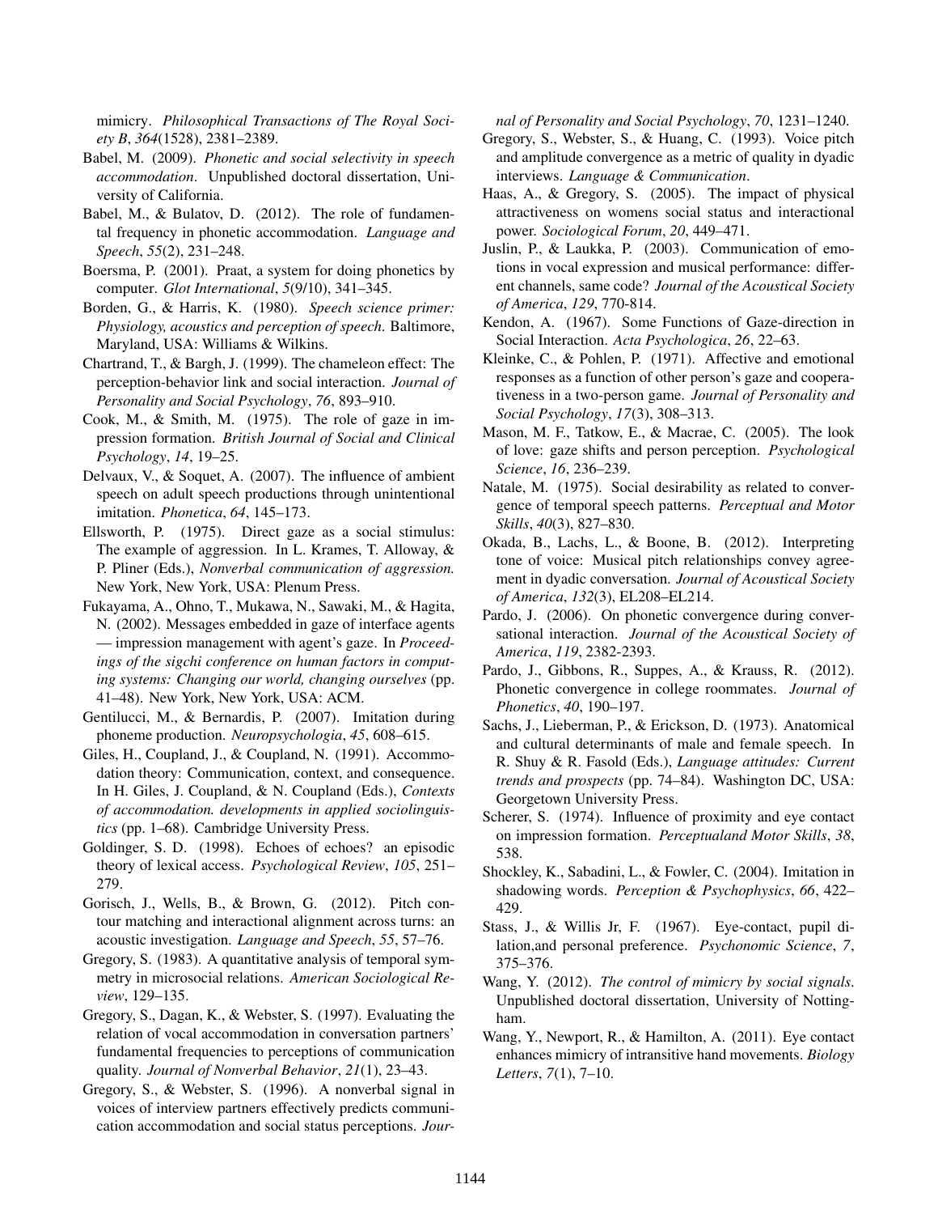mimicry. *Philosophical Transactions of The Royal Society B*, *364*(1528), 2381–2389.

Babel, M. (2009). *Phonetic and social selectivity in speech accommodation*. Unpublished doctoral dissertation, University of California.

Babel, M., & Bulatov, D. (2012). The role of fundamental frequency in phonetic accommodation. *Language and Speech*, *55*(2), 231–248.

Boersma, P. (2001). Praat, a system for doing phonetics by computer. *Glot International*, *5*(9/10), 341–345.

Borden, G., & Harris, K. (1980). *Speech science primer: Physiology, acoustics and perception of speech*. Baltimore, Maryland, USA: Williams & Wilkins.

Chartrand, T., & Bargh, J. (1999). The chameleon effect: The perception-behavior link and social interaction. *Journal of Personality and Social Psychology*, *76*, 893–910.

Cook, M., & Smith, M. (1975). The role of gaze in impression formation. *British Journal of Social and Clinical Psychology*, *14*, 19–25.

Delvaux, V., & Soquet, A. (2007). The influence of ambient speech on adult speech productions through unintentional imitation. *Phonetica*, *64*, 145–173.

Ellsworth, P. (1975). Direct gaze as a social stimulus: The example of aggression. In L. Krames, T. Alloway, & P. Pliner (Eds.), *Nonverbal communication of aggression.* New York, New York, USA: Plenum Press.

Fukayama, A., Ohno, T., Mukawa, N., Sawaki, M., & Hagita, N. (2002). Messages embedded in gaze of interface agents — impression management with agent's gaze. In *Proceedings of the sigchi conference on human factors in computing systems: Changing our world, changing ourselves* (pp. 41–48). New York, New York, USA: ACM.

Gentilucci, M., & Bernardis, P. (2007). Imitation during phoneme production. *Neuropsychologia*, *45*, 608–615.

Giles, H., Coupland, J., & Coupland, N. (1991). Accommodation theory: Communication, context, and consequence. In H. Giles, J. Coupland, & N. Coupland (Eds.), *Contexts of accommodation. developments in applied sociolinguistics* (pp. 1–68). Cambridge University Press.

Goldinger, S. D. (1998). Echoes of echoes? an episodic theory of lexical access. *Psychological Review*, *105*, 251–279.

Gorisch, J., Wells, B., & Brown, G. (2012). Pitch contour matching and interactional alignment across turns: an acoustic investigation. *Language and Speech*, *55*, 57–76.

Gregory, S. (1983). A quantitative analysis of temporal symmetry in microsocial relations. *American Sociological Review*, 129–135.

Gregory, S., Dagan, K., & Webster, S. (1997). Evaluating the relation of vocal accommodation in conversation partners' fundamental frequencies to perceptions of communication quality. *Journal of Nonverbal Behavior*, *21*(1), 23–43.

Gregory, S., & Webster, S. (1996). A nonverbal signal in voices of interview partners effectively predicts communication accommodation and social status perceptions. *Journal of Personality and Social Psychology*, *70*, 1231–1240.

Gregory, S., Webster, S., & Huang, C. (1993). Voice pitch and amplitude convergence as a metric of quality in dyadic interviews. *Language & Communication*.

Haas, A., & Gregory, S. (2005). The impact of physical attractiveness on womens social status and interactional power. *Sociological Forum*, *20*, 449–471.

Juslin, P., & Laukka, P. (2003). Communication of emotions in vocal expression and musical performance: different channels, same code? *Journal of the Acoustical Society of America*, *129*, 770-814.

Kendon, A. (1967). Some Functions of Gaze-direction in Social Interaction. *Acta Psychologica*, *26*, 22–63.

Kleinke, C., & Pohlen, P. (1971). Affective and emotional responses as a function of other person's gaze and cooperativeness in a two-person game. *Journal of Personality and Social Psychology*, *17*(3), 308–313.

Mason, M. F., Tatkow, E., & Macrae, C. (2005). The look of love: gaze shifts and person perception. *Psychological Science*, *16*, 236–239.

Natale, M. (1975). Social desirability as related to convergence of temporal speech patterns. *Perceptual and Motor Skills*, *40*(3), 827–830.

Okada, B., Lachs, L., & Boone, B. (2012). Interpreting tone of voice: Musical pitch relationships convey agreement in dyadic conversation. *Journal of Acoustical Society of America*, *132*(3), EL208–EL214.

Pardo, J. (2006). On phonetic convergence during conversational interaction. *Journal of the Acoustical Society of America*, *119*, 2382-2393.

Pardo, J., Gibbons, R., Suppes, A., & Krauss, R. (2012). Phonetic convergence in college roommates. *Journal of Phonetics*, *40*, 190–197.

Sachs, J., Lieberman, P., & Erickson, D. (1973). Anatomical and cultural determinants of male and female speech. In R. Shuy & R. Fasold (Eds.), *Language attitudes: Current trends and prospects* (pp. 74–84). Washington DC, USA: Georgetown University Press.

Scherer, S. (1974). Influence of proximity and eye contact on impression formation. *Perceptualand Motor Skills*, *38*, 538.

Shockley, K., Sabadini, L., & Fowler, C. (2004). Imitation in shadowing words. *Perception & Psychophysics*, *66*, 422–429.

Stass, J., & Willis Jr, F. (1967). Eye-contact, pupil dilation,and personal preference. *Psychonomic Science*, *7*, 375–376.

Wang, Y. (2012). *The control of mimicry by social signals*. Unpublished doctoral dissertation, University of Nottingham.

Wang, Y., Newport, R., & Hamilton, A. (2011). Eye contact enhances mimicry of intransitive hand movements. *Biology Letters*, *7*(1), 7–10.